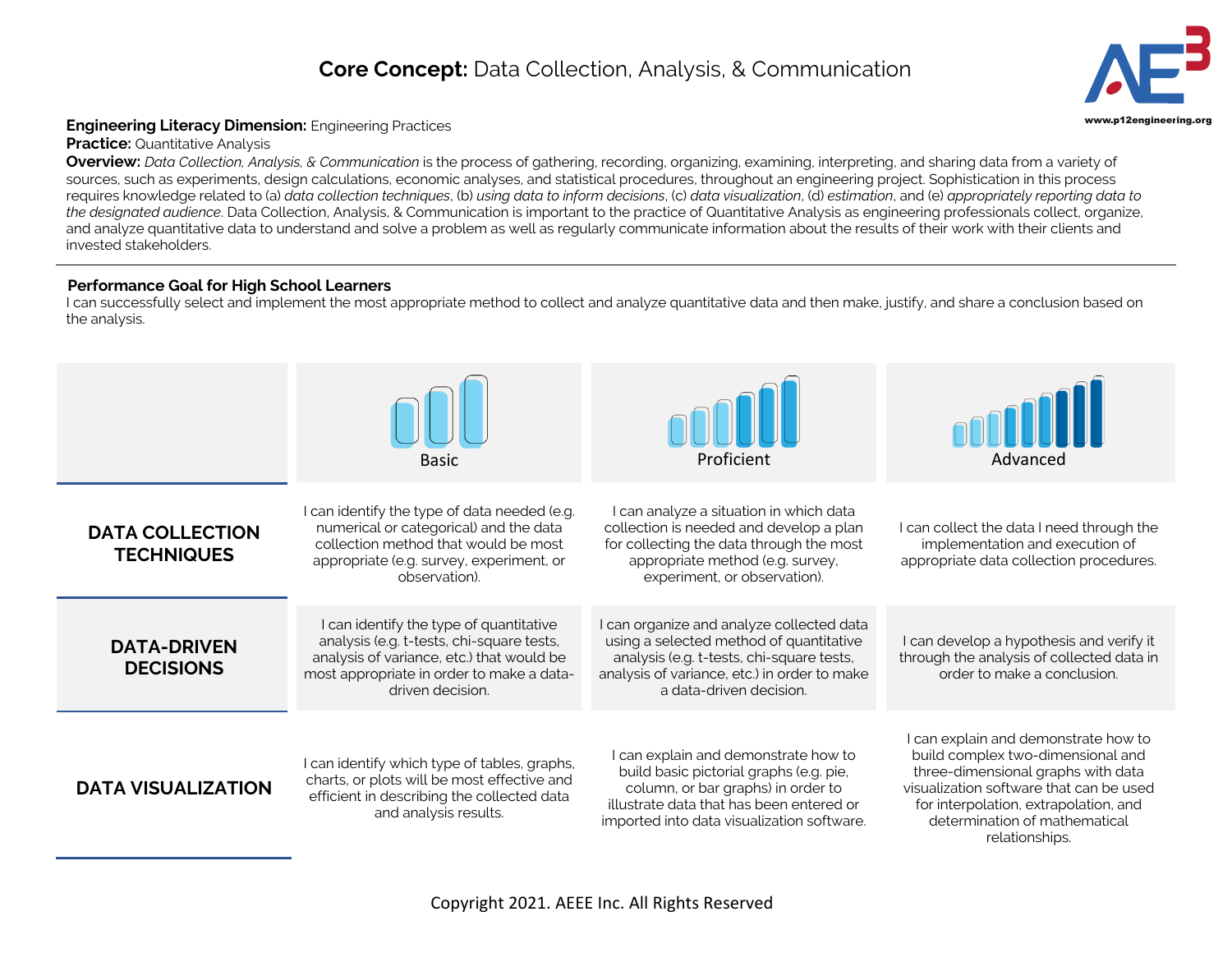# **Core Concept:** Data Collection, Analysis, & Communication

**Engineering Literacy Dimension:** Engineering Practices
**Practice:** Quantitative Analysis
**Overview:** *Data Collection, Analysis, & Communication* is the process of gathering, recording, organizing, examining, interpreting, and sharing data from a variety of sources, such as experiments, design calculations, economic analyses, and statistical procedures, throughout an engineering project. Sophistication in this process requires knowledge related to (a) *data collection techniques*, (b) *using data to inform decisions*, (c) *data visualization*, (d) *estimation*, and (e) *appropriately reporting data to the designated audience*. Data Collection, Analysis, & Communication is important to the practice of Quantitative Analysis as engineering professionals collect, organize, and analyze quantitative data to understand and solve a problem as well as regularly communicate information about the results of their work with their clients and invested stakeholders.

---

**Performance Goal for High School Learners**
I can successfully select and implement the most appropriate method to collect and analyze quantitative data and then make, justify, and share a conclusion based on the analysis.

| | Basic | Proficient | Advanced |
|---|---|---|---|
| **DATA COLLECTION TECHNIQUES** | I can identify the type of data needed (e.g. numerical or categorical) and the data collection method that would be most appropriate (e.g. survey, experiment, or observation). | I can analyze a situation in which data collection is needed and develop a plan for collecting the data through the most appropriate method (e.g. survey, experiment, or observation). | I can collect the data I need through the implementation and execution of appropriate data collection procedures. |
| **DATA-DRIVEN DECISIONS** | I can identify the type of quantitative analysis (e.g. t-tests, chi-square tests, analysis of variance, etc.) that would be most appropriate in order to make a data-driven decision. | I can organize and analyze collected data using a selected method of quantitative analysis (e.g. t-tests, chi-square tests, analysis of variance, etc.) in order to make a data-driven decision. | I can develop a hypothesis and verify it through the analysis of collected data in order to make a conclusion. |
| **DATA VISUALIZATION** | I can identify which type of tables, graphs, charts, or plots will be most effective and efficient in describing the collected data and analysis results. | I can explain and demonstrate how to build basic pictorial graphs (e.g. pie, column, or bar graphs) in order to illustrate data that has been entered or imported into data visualization software. | I can explain and demonstrate how to build complex two-dimensional and three-dimensional graphs with data visualization software that can be used for interpolation, extrapolation, and determination of mathematical relationships. |

Copyright 2021. AEEE Inc. All Rights Reserved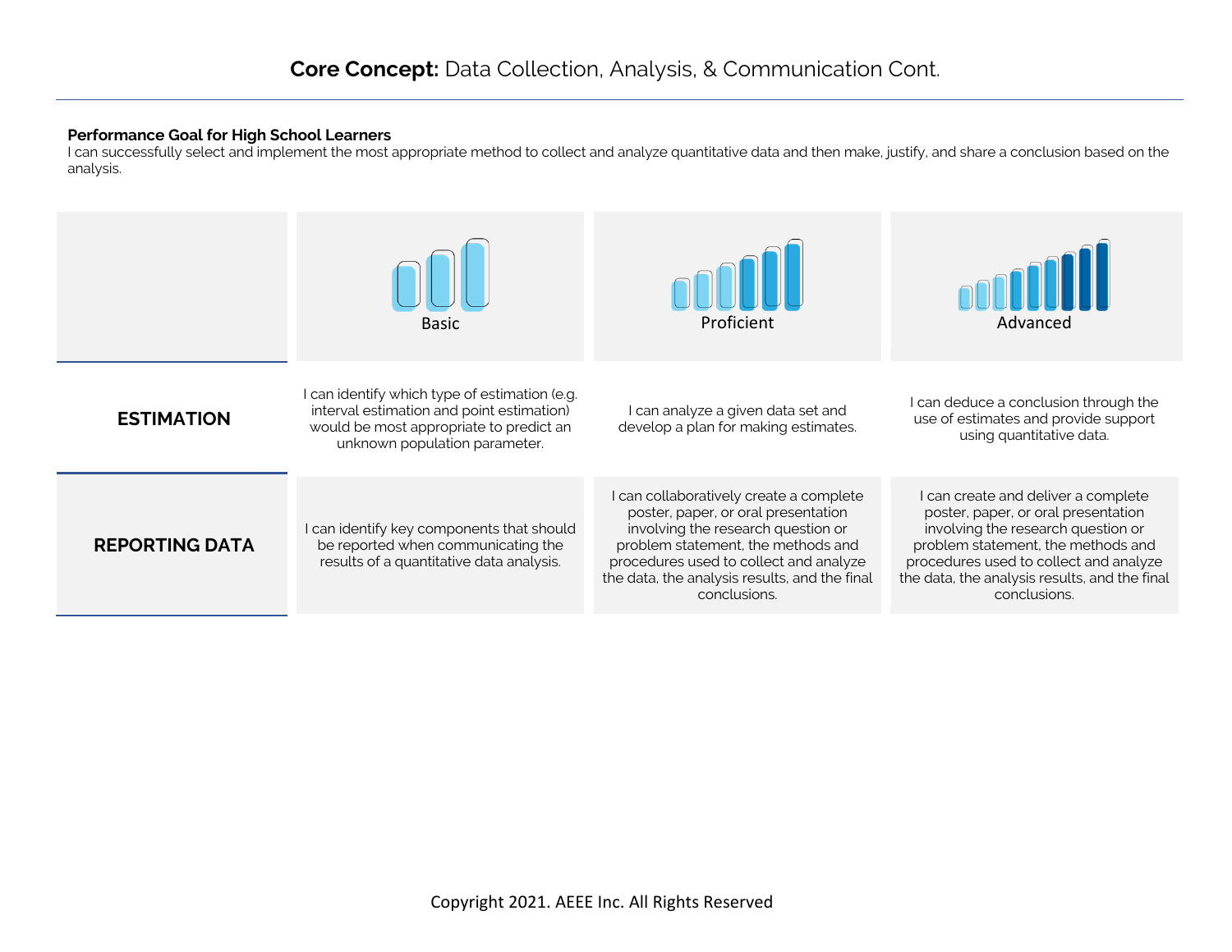# **Core Concept:** Data Collection, Analysis, & Communication Cont.

**Performance Goal for High School Learners**
I can successfully select and implement the most appropriate method to collect and analyze quantitative data and then make, justify, and share a conclusion based on the analysis.

| | Basic | Proficient | Advanced |
|---|---|---|---|
| **ESTIMATION** | I can identify which type of estimation (e.g. interval estimation and point estimation) would be most appropriate to predict an unknown population parameter. | I can analyze a given data set and develop a plan for making estimates. | I can deduce a conclusion through the use of estimates and provide support using quantitative data. |
| **REPORTING DATA** | I can identify key components that should be reported when communicating the results of a quantitative data analysis. | I can collaboratively create a complete poster, paper, or oral presentation involving the research question or problem statement, the methods and procedures used to collect and analyze the data, the analysis results, and the final conclusions. | I can create and deliver a complete poster, paper, or oral presentation involving the research question or problem statement, the methods and procedures used to collect and analyze the data, the analysis results, and the final conclusions. |

Copyright 2021. AEEE Inc. All Rights Reserved